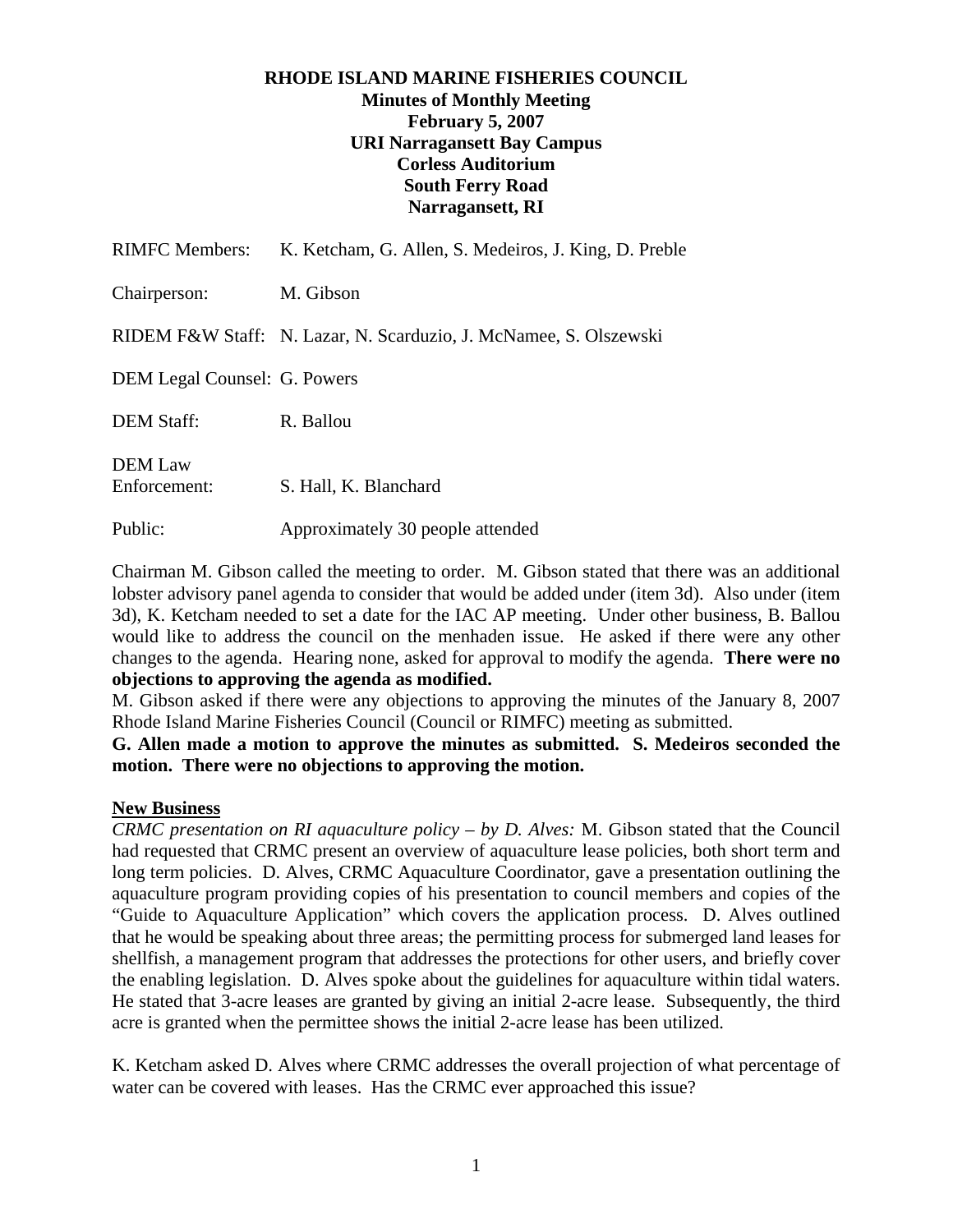**RHODE ISLAND MARINE FISHERIES COUNCIL**
**Minutes of Monthly Meeting**
**February 5, 2007**
**URI Narragansett Bay Campus**
**Corless Auditorium**
**South Ferry Road**
**Narragansett, RI**

RIMFC Members: K. Ketcham, G. Allen, S. Medeiros, J. King, D. Preble

Chairperson: M. Gibson

RIDEM F&W Staff: N. Lazar, N. Scarduzio, J. McNamee, S. Olszewski

DEM Legal Counsel: G. Powers

DEM Staff: R. Ballou

DEM Law Enforcement: S. Hall, K. Blanchard

Public: Approximately 30 people attended

Chairman M. Gibson called the meeting to order. M. Gibson stated that there was an additional lobster advisory panel agenda to consider that would be added under (item 3d). Also under (item 3d), K. Ketcham needed to set a date for the IAC AP meeting. Under other business, B. Ballou would like to address the council on the menhaden issue. He asked if there were any other changes to the agenda. Hearing none, asked for approval to modify the agenda. **There were no objections to approving the agenda as modified.**

M. Gibson asked if there were any objections to approving the minutes of the January 8, 2007 Rhode Island Marine Fisheries Council (Council or RIMFC) meeting as submitted.

**G. Allen made a motion to approve the minutes as submitted. S. Medeiros seconded the motion. There were no objections to approving the motion.**

**New Business**

*CRMC presentation on RI aquaculture policy – by D. Alves:* M. Gibson stated that the Council had requested that CRMC present an overview of aquaculture lease policies, both short term and long term policies. D. Alves, CRMC Aquaculture Coordinator, gave a presentation outlining the aquaculture program providing copies of his presentation to council members and copies of the "Guide to Aquaculture Application" which covers the application process. D. Alves outlined that he would be speaking about three areas; the permitting process for submerged land leases for shellfish, a management program that addresses the protections for other users, and briefly cover the enabling legislation. D. Alves spoke about the guidelines for aquaculture within tidal waters. He stated that 3-acre leases are granted by giving an initial 2-acre lease. Subsequently, the third acre is granted when the permittee shows the initial 2-acre lease has been utilized.

K. Ketcham asked D. Alves where CRMC addresses the overall projection of what percentage of water can be covered with leases. Has the CRMC ever approached this issue?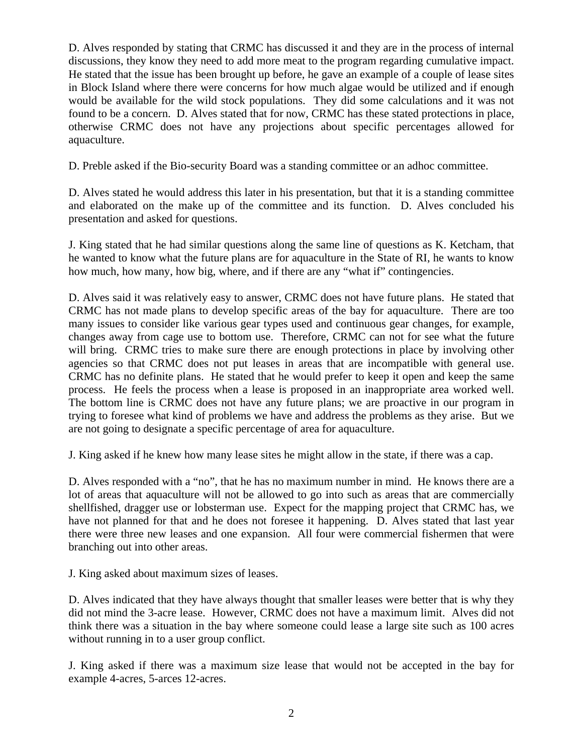D. Alves responded by stating that CRMC has discussed it and they are in the process of internal discussions, they know they need to add more meat to the program regarding cumulative impact. He stated that the issue has been brought up before, he gave an example of a couple of lease sites in Block Island where there were concerns for how much algae would be utilized and if enough would be available for the wild stock populations. They did some calculations and it was not found to be a concern. D. Alves stated that for now, CRMC has these stated protections in place, otherwise CRMC does not have any projections about specific percentages allowed for aquaculture.

D. Preble asked if the Bio-security Board was a standing committee or an adhoc committee.

D. Alves stated he would address this later in his presentation, but that it is a standing committee and elaborated on the make up of the committee and its function. D. Alves concluded his presentation and asked for questions.

J. King stated that he had similar questions along the same line of questions as K. Ketcham, that he wanted to know what the future plans are for aquaculture in the State of RI, he wants to know how much, how many, how big, where, and if there are any "what if" contingencies.

D. Alves said it was relatively easy to answer, CRMC does not have future plans. He stated that CRMC has not made plans to develop specific areas of the bay for aquaculture. There are too many issues to consider like various gear types used and continuous gear changes, for example, changes away from cage use to bottom use. Therefore, CRMC can not for see what the future will bring. CRMC tries to make sure there are enough protections in place by involving other agencies so that CRMC does not put leases in areas that are incompatible with general use. CRMC has no definite plans. He stated that he would prefer to keep it open and keep the same process. He feels the process when a lease is proposed in an inappropriate area worked well. The bottom line is CRMC does not have any future plans; we are proactive in our program in trying to foresee what kind of problems we have and address the problems as they arise. But we are not going to designate a specific percentage of area for aquaculture.

J. King asked if he knew how many lease sites he might allow in the state, if there was a cap.

D. Alves responded with a "no", that he has no maximum number in mind. He knows there are a lot of areas that aquaculture will not be allowed to go into such as areas that are commercially shellfished, dragger use or lobsterman use. Expect for the mapping project that CRMC has, we have not planned for that and he does not foresee it happening. D. Alves stated that last year there were three new leases and one expansion. All four were commercial fishermen that were branching out into other areas.

J. King asked about maximum sizes of leases.

D. Alves indicated that they have always thought that smaller leases were better that is why they did not mind the 3-acre lease. However, CRMC does not have a maximum limit. Alves did not think there was a situation in the bay where someone could lease a large site such as 100 acres without running in to a user group conflict.

J. King asked if there was a maximum size lease that would not be accepted in the bay for example 4-acres, 5-arces 12-acres.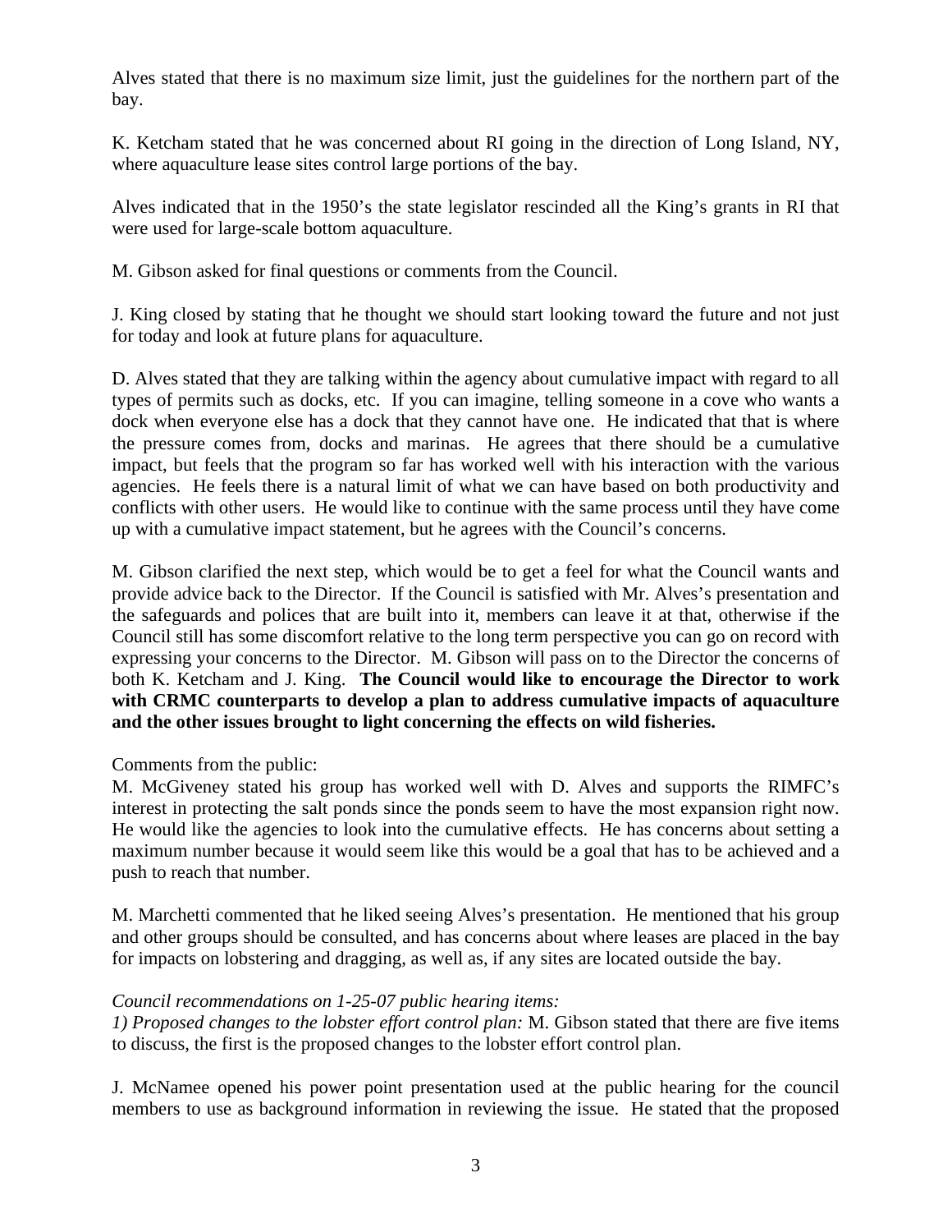Alves stated that there is no maximum size limit, just the guidelines for the northern part of the bay.

K. Ketcham stated that he was concerned about RI going in the direction of Long Island, NY, where aquaculture lease sites control large portions of the bay.

Alves indicated that in the 1950's the state legislator rescinded all the King's grants in RI that were used for large-scale bottom aquaculture.

M. Gibson asked for final questions or comments from the Council.

J. King closed by stating that he thought we should start looking toward the future and not just for today and look at future plans for aquaculture.

D. Alves stated that they are talking within the agency about cumulative impact with regard to all types of permits such as docks, etc. If you can imagine, telling someone in a cove who wants a dock when everyone else has a dock that they cannot have one. He indicated that that is where the pressure comes from, docks and marinas. He agrees that there should be a cumulative impact, but feels that the program so far has worked well with his interaction with the various agencies. He feels there is a natural limit of what we can have based on both productivity and conflicts with other users. He would like to continue with the same process until they have come up with a cumulative impact statement, but he agrees with the Council's concerns.

M. Gibson clarified the next step, which would be to get a feel for what the Council wants and provide advice back to the Director. If the Council is satisfied with Mr. Alves's presentation and the safeguards and polices that are built into it, members can leave it at that, otherwise if the Council still has some discomfort relative to the long term perspective you can go on record with expressing your concerns to the Director. M. Gibson will pass on to the Director the concerns of both K. Ketcham and J. King. **The Council would like to encourage the Director to work with CRMC counterparts to develop a plan to address cumulative impacts of aquaculture and the other issues brought to light concerning the effects on wild fisheries.**

Comments from the public:
M. McGiveney stated his group has worked well with D. Alves and supports the RIMFC's interest in protecting the salt ponds since the ponds seem to have the most expansion right now. He would like the agencies to look into the cumulative effects. He has concerns about setting a maximum number because it would seem like this would be a goal that has to be achieved and a push to reach that number.

M. Marchetti commented that he liked seeing Alves's presentation. He mentioned that his group and other groups should be consulted, and has concerns about where leases are placed in the bay for impacts on lobstering and dragging, as well as, if any sites are located outside the bay.

*Council recommendations on 1-25-07 public hearing items:*
*1) Proposed changes to the lobster effort control plan:* M. Gibson stated that there are five items to discuss, the first is the proposed changes to the lobster effort control plan.

J. McNamee opened his power point presentation used at the public hearing for the council members to use as background information in reviewing the issue. He stated that the proposed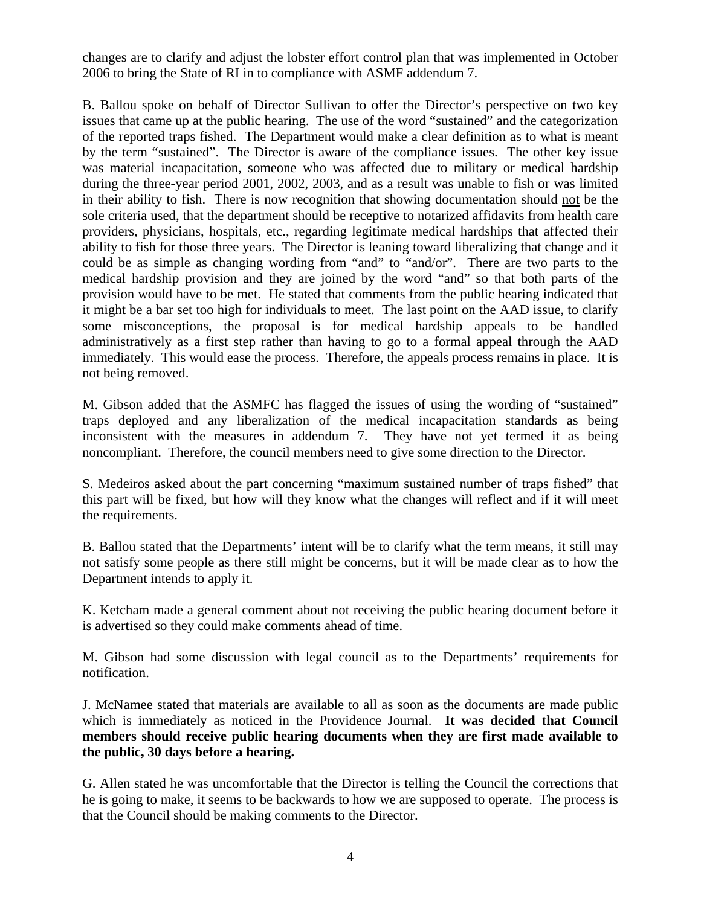changes are to clarify and adjust the lobster effort control plan that was implemented in October 2006 to bring the State of RI in to compliance with ASMF addendum 7.

B. Ballou spoke on behalf of Director Sullivan to offer the Director's perspective on two key issues that came up at the public hearing. The use of the word "sustained" and the categorization of the reported traps fished. The Department would make a clear definition as to what is meant by the term "sustained". The Director is aware of the compliance issues. The other key issue was material incapacitation, someone who was affected due to military or medical hardship during the three-year period 2001, 2002, 2003, and as a result was unable to fish or was limited in their ability to fish. There is now recognition that showing documentation should <u>not</u> be the sole criteria used, that the department should be receptive to notarized affidavits from health care providers, physicians, hospitals, etc., regarding legitimate medical hardships that affected their ability to fish for those three years. The Director is leaning toward liberalizing that change and it could be as simple as changing wording from "and" to "and/or". There are two parts to the medical hardship provision and they are joined by the word "and" so that both parts of the provision would have to be met. He stated that comments from the public hearing indicated that it might be a bar set too high for individuals to meet. The last point on the AAD issue, to clarify some misconceptions, the proposal is for medical hardship appeals to be handled administratively as a first step rather than having to go to a formal appeal through the AAD immediately. This would ease the process. Therefore, the appeals process remains in place. It is not being removed.

M. Gibson added that the ASMFC has flagged the issues of using the wording of "sustained" traps deployed and any liberalization of the medical incapacitation standards as being inconsistent with the measures in addendum 7. They have not yet termed it as being noncompliant. Therefore, the council members need to give some direction to the Director.

S. Medeiros asked about the part concerning "maximum sustained number of traps fished" that this part will be fixed, but how will they know what the changes will reflect and if it will meet the requirements.

B. Ballou stated that the Departments' intent will be to clarify what the term means, it still may not satisfy some people as there still might be concerns, but it will be made clear as to how the Department intends to apply it.

K. Ketcham made a general comment about not receiving the public hearing document before it is advertised so they could make comments ahead of time.

M. Gibson had some discussion with legal council as to the Departments' requirements for notification.

J. McNamee stated that materials are available to all as soon as the documents are made public which is immediately as noticed in the Providence Journal. **It was decided that Council members should receive public hearing documents when they are first made available to the public, 30 days before a hearing.**

G. Allen stated he was uncomfortable that the Director is telling the Council the corrections that he is going to make, it seems to be backwards to how we are supposed to operate. The process is that the Council should be making comments to the Director.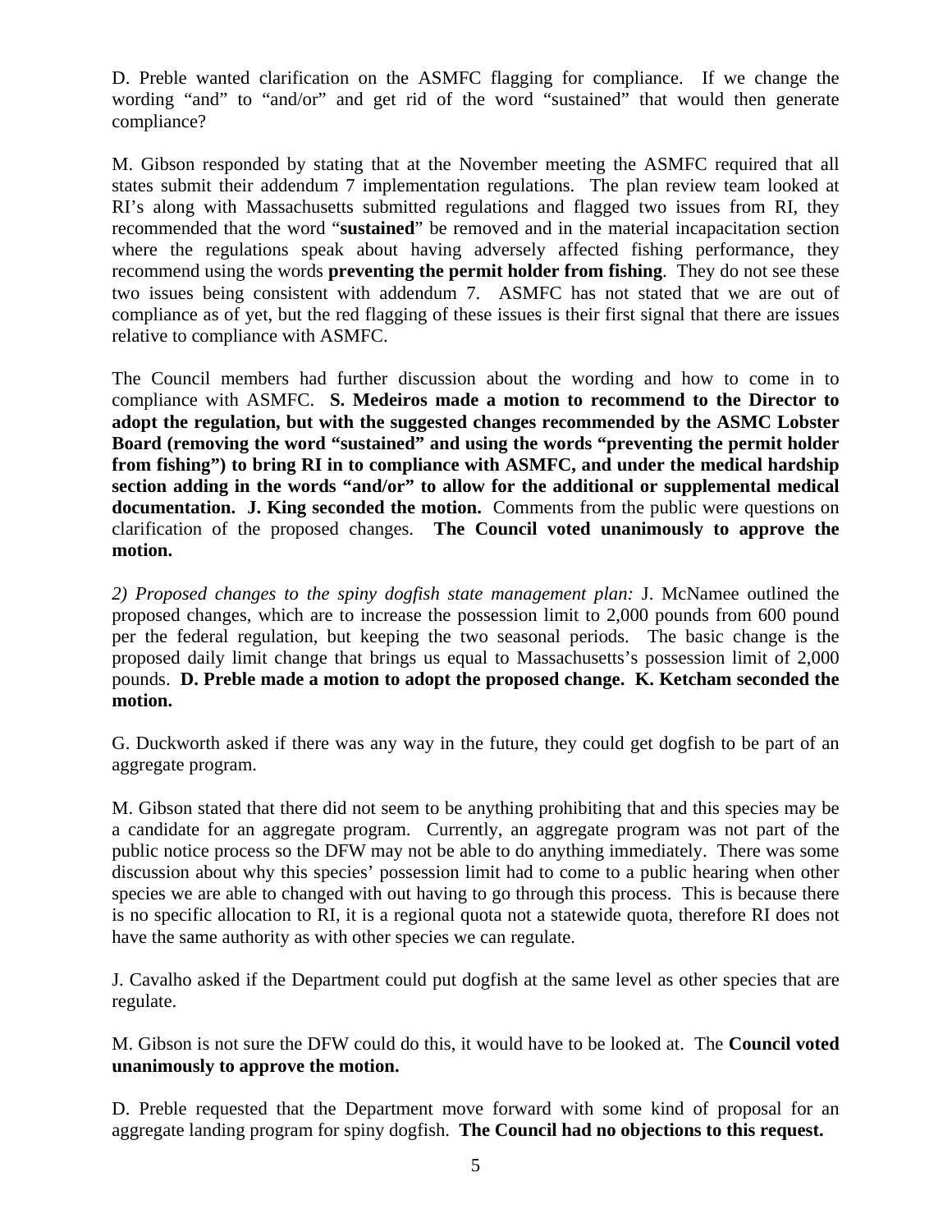D. Preble wanted clarification on the ASMFC flagging for compliance. If we change the wording "and" to "and/or" and get rid of the word "sustained" that would then generate compliance?

M. Gibson responded by stating that at the November meeting the ASMFC required that all states submit their addendum 7 implementation regulations. The plan review team looked at RI's along with Massachusetts submitted regulations and flagged two issues from RI, they recommended that the word "**sustained**" be removed and in the material incapacitation section where the regulations speak about having adversely affected fishing performance, they recommend using the words **preventing the permit holder from fishing**. They do not see these two issues being consistent with addendum 7. ASMFC has not stated that we are out of compliance as of yet, but the red flagging of these issues is their first signal that there are issues relative to compliance with ASMFC.

The Council members had further discussion about the wording and how to come in to compliance with ASMFC. **S. Medeiros made a motion to recommend to the Director to adopt the regulation, but with the suggested changes recommended by the ASMC Lobster Board (removing the word "sustained" and using the words "preventing the permit holder from fishing") to bring RI in to compliance with ASMFC, and under the medical hardship section adding in the words "and/or" to allow for the additional or supplemental medical documentation. J. King seconded the motion.** Comments from the public were questions on clarification of the proposed changes. **The Council voted unanimously to approve the motion.**

*2) Proposed changes to the spiny dogfish state management plan:* J. McNamee outlined the proposed changes, which are to increase the possession limit to 2,000 pounds from 600 pound per the federal regulation, but keeping the two seasonal periods. The basic change is the proposed daily limit change that brings us equal to Massachusetts's possession limit of 2,000 pounds. **D. Preble made a motion to adopt the proposed change. K. Ketcham seconded the motion.**

G. Duckworth asked if there was any way in the future, they could get dogfish to be part of an aggregate program.

M. Gibson stated that there did not seem to be anything prohibiting that and this species may be a candidate for an aggregate program. Currently, an aggregate program was not part of the public notice process so the DFW may not be able to do anything immediately. There was some discussion about why this species' possession limit had to come to a public hearing when other species we are able to changed with out having to go through this process. This is because there is no specific allocation to RI, it is a regional quota not a statewide quota, therefore RI does not have the same authority as with other species we can regulate.

J. Cavalho asked if the Department could put dogfish at the same level as other species that are regulate.

M. Gibson is not sure the DFW could do this, it would have to be looked at. The **Council voted unanimously to approve the motion.**

D. Preble requested that the Department move forward with some kind of proposal for an aggregate landing program for spiny dogfish. **The Council had no objections to this request.**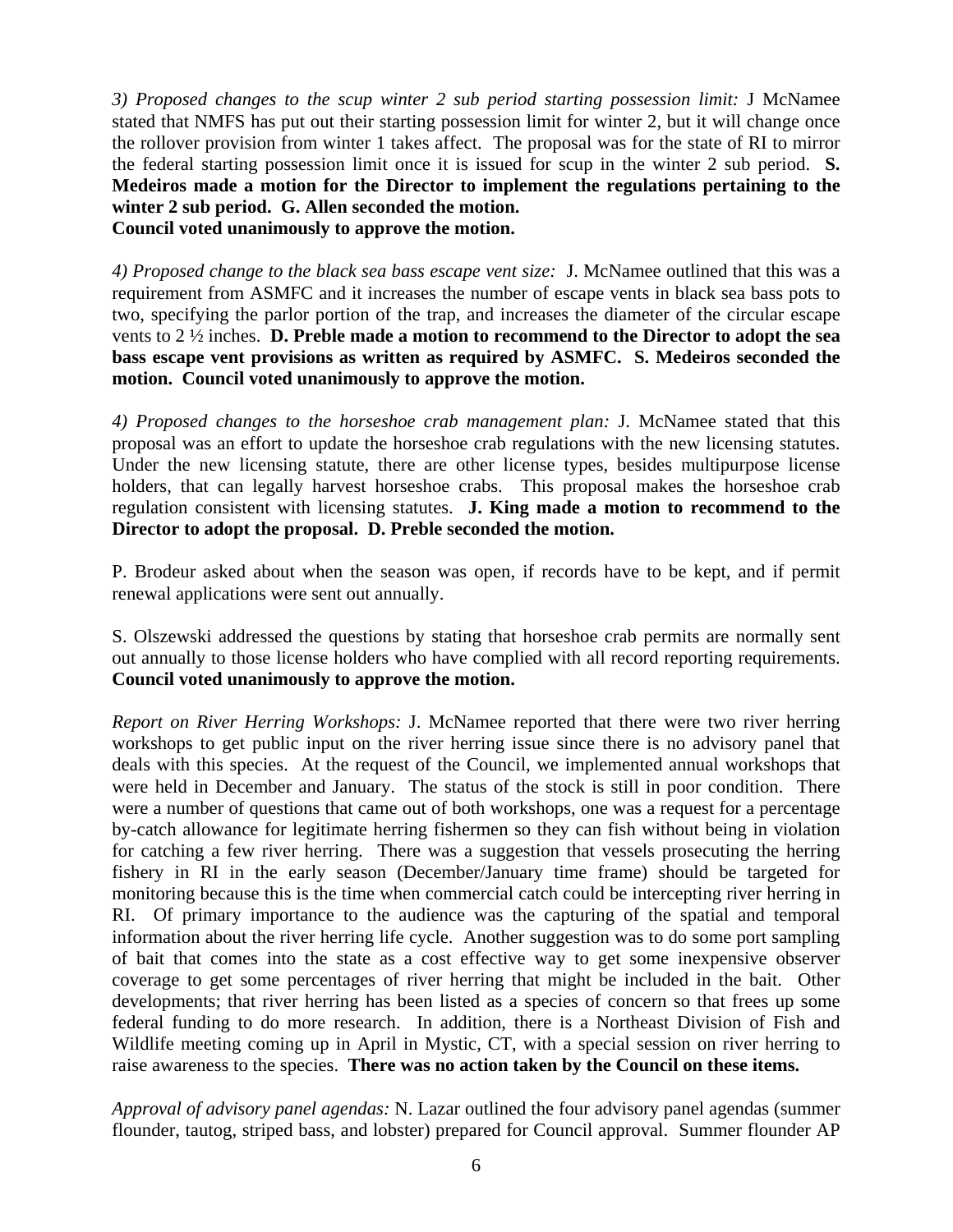*3) Proposed changes to the scup winter 2 sub period starting possession limit:* J McNamee stated that NMFS has put out their starting possession limit for winter 2, but it will change once the rollover provision from winter 1 takes affect. The proposal was for the state of RI to mirror the federal starting possession limit once it is issued for scup in the winter 2 sub period. **S. Medeiros made a motion for the Director to implement the regulations pertaining to the winter 2 sub period. G. Allen seconded the motion.**
**Council voted unanimously to approve the motion.**

*4) Proposed change to the black sea bass escape vent size:* J. McNamee outlined that this was a requirement from ASMFC and it increases the number of escape vents in black sea bass pots to two, specifying the parlor portion of the trap, and increases the diameter of the circular escape vents to 2 ½ inches. **D. Preble made a motion to recommend to the Director to adopt the sea bass escape vent provisions as written as required by ASMFC. S. Medeiros seconded the motion. Council voted unanimously to approve the motion.**

*4) Proposed changes to the horseshoe crab management plan:* J. McNamee stated that this proposal was an effort to update the horseshoe crab regulations with the new licensing statutes. Under the new licensing statute, there are other license types, besides multipurpose license holders, that can legally harvest horseshoe crabs. This proposal makes the horseshoe crab regulation consistent with licensing statutes. **J. King made a motion to recommend to the Director to adopt the proposal. D. Preble seconded the motion.**

P. Brodeur asked about when the season was open, if records have to be kept, and if permit renewal applications were sent out annually.

S. Olszewski addressed the questions by stating that horseshoe crab permits are normally sent out annually to those license holders who have complied with all record reporting requirements. **Council voted unanimously to approve the motion.**

*Report on River Herring Workshops:* J. McNamee reported that there were two river herring workshops to get public input on the river herring issue since there is no advisory panel that deals with this species. At the request of the Council, we implemented annual workshops that were held in December and January. The status of the stock is still in poor condition. There were a number of questions that came out of both workshops, one was a request for a percentage by-catch allowance for legitimate herring fishermen so they can fish without being in violation for catching a few river herring. There was a suggestion that vessels prosecuting the herring fishery in RI in the early season (December/January time frame) should be targeted for monitoring because this is the time when commercial catch could be intercepting river herring in RI. Of primary importance to the audience was the capturing of the spatial and temporal information about the river herring life cycle. Another suggestion was to do some port sampling of bait that comes into the state as a cost effective way to get some inexpensive observer coverage to get some percentages of river herring that might be included in the bait. Other developments; that river herring has been listed as a species of concern so that frees up some federal funding to do more research. In addition, there is a Northeast Division of Fish and Wildlife meeting coming up in April in Mystic, CT, with a special session on river herring to raise awareness to the species. **There was no action taken by the Council on these items.**

*Approval of advisory panel agendas:* N. Lazar outlined the four advisory panel agendas (summer flounder, tautog, striped bass, and lobster) prepared for Council approval. Summer flounder AP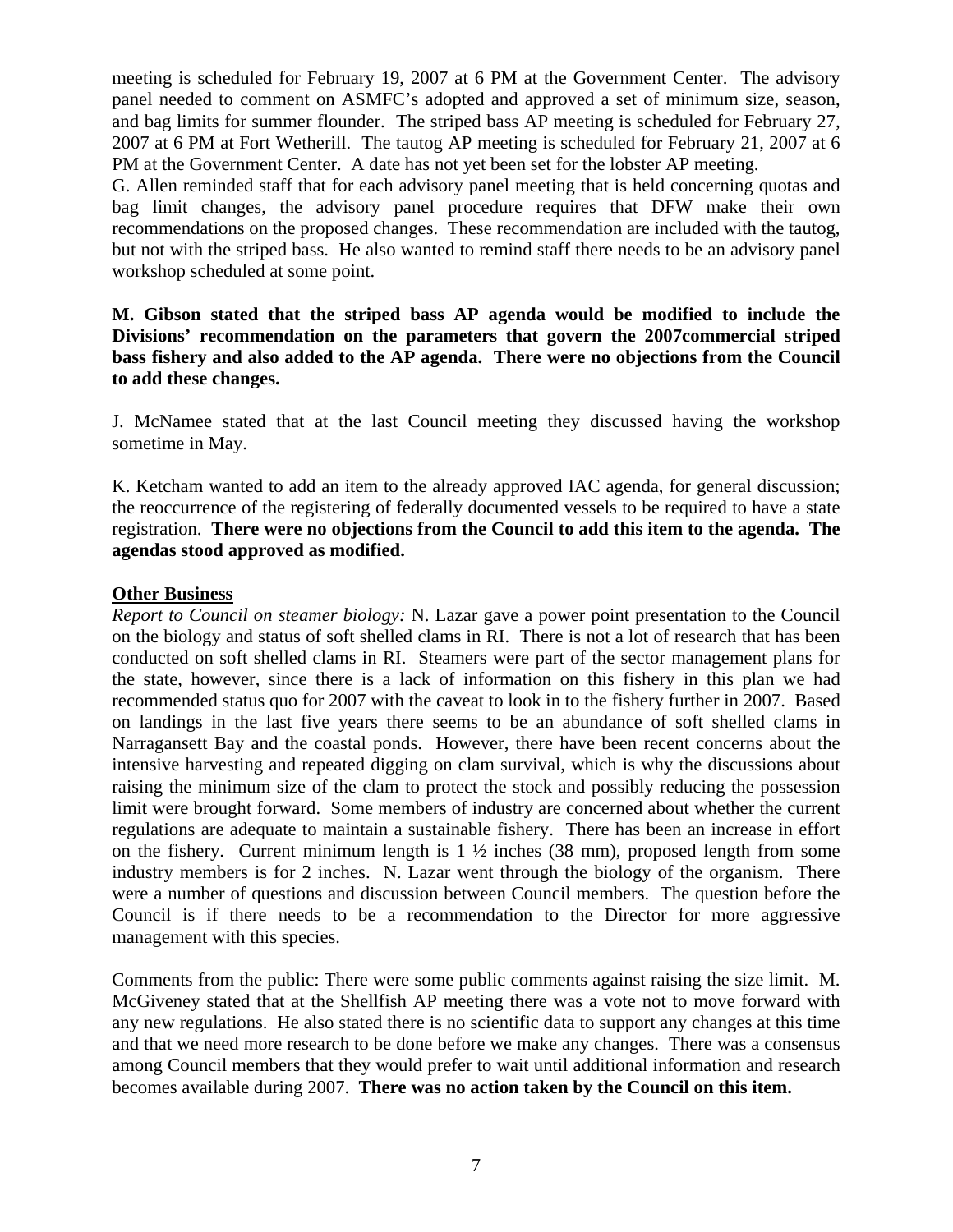meeting is scheduled for February 19, 2007 at 6 PM at the Government Center. The advisory panel needed to comment on ASMFC's adopted and approved a set of minimum size, season, and bag limits for summer flounder. The striped bass AP meeting is scheduled for February 27, 2007 at 6 PM at Fort Wetherill. The tautog AP meeting is scheduled for February 21, 2007 at 6 PM at the Government Center. A date has not yet been set for the lobster AP meeting.

G. Allen reminded staff that for each advisory panel meeting that is held concerning quotas and bag limit changes, the advisory panel procedure requires that DFW make their own recommendations on the proposed changes. These recommendation are included with the tautog, but not with the striped bass. He also wanted to remind staff there needs to be an advisory panel workshop scheduled at some point.

**M. Gibson stated that the striped bass AP agenda would be modified to include the Divisions' recommendation on the parameters that govern the 2007commercial striped bass fishery and also added to the AP agenda. There were no objections from the Council to add these changes.**

J. McNamee stated that at the last Council meeting they discussed having the workshop sometime in May.

K. Ketcham wanted to add an item to the already approved IAC agenda, for general discussion; the reoccurrence of the registering of federally documented vessels to be required to have a state registration. **There were no objections from the Council to add this item to the agenda. The agendas stood approved as modified.**

**Other Business**

*Report to Council on steamer biology:* N. Lazar gave a power point presentation to the Council on the biology and status of soft shelled clams in RI. There is not a lot of research that has been conducted on soft shelled clams in RI. Steamers were part of the sector management plans for the state, however, since there is a lack of information on this fishery in this plan we had recommended status quo for 2007 with the caveat to look in to the fishery further in 2007. Based on landings in the last five years there seems to be an abundance of soft shelled clams in Narragansett Bay and the coastal ponds. However, there have been recent concerns about the intensive harvesting and repeated digging on clam survival, which is why the discussions about raising the minimum size of the clam to protect the stock and possibly reducing the possession limit were brought forward. Some members of industry are concerned about whether the current regulations are adequate to maintain a sustainable fishery. There has been an increase in effort on the fishery. Current minimum length is 1 ½ inches (38 mm), proposed length from some industry members is for 2 inches. N. Lazar went through the biology of the organism. There were a number of questions and discussion between Council members. The question before the Council is if there needs to be a recommendation to the Director for more aggressive management with this species.

Comments from the public: There were some public comments against raising the size limit. M. McGiveney stated that at the Shellfish AP meeting there was a vote not to move forward with any new regulations. He also stated there is no scientific data to support any changes at this time and that we need more research to be done before we make any changes. There was a consensus among Council members that they would prefer to wait until additional information and research becomes available during 2007. **There was no action taken by the Council on this item.**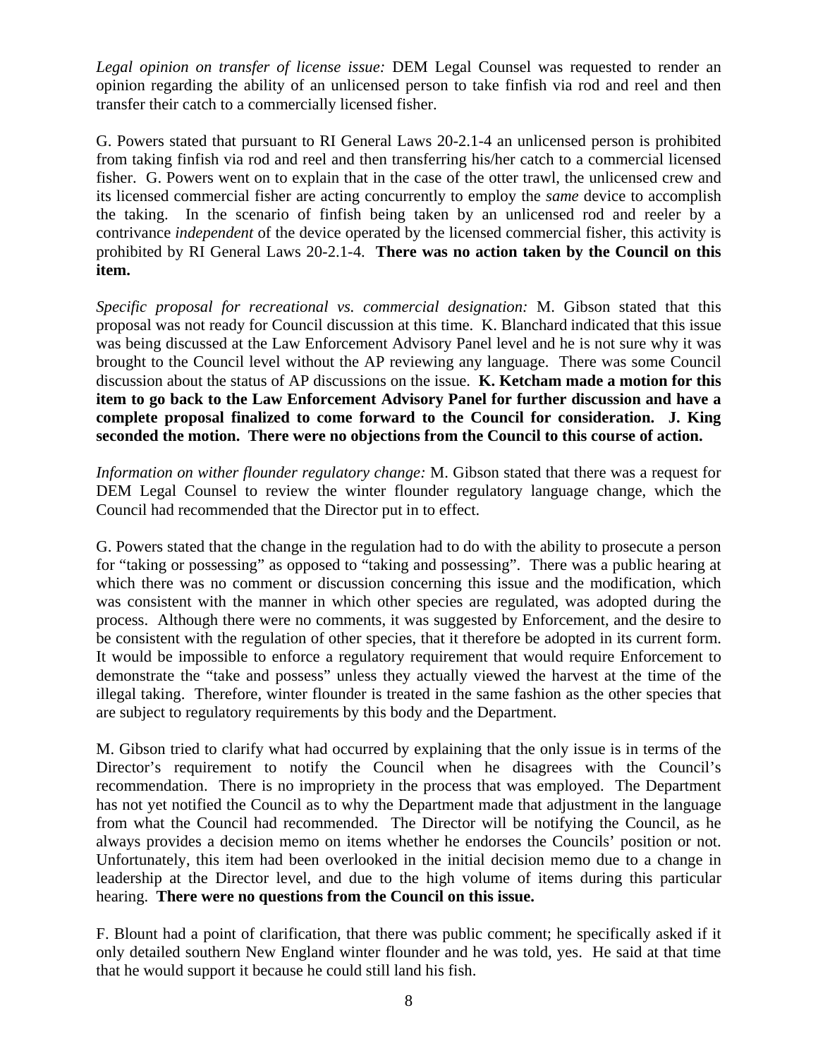*Legal opinion on transfer of license issue:* DEM Legal Counsel was requested to render an opinion regarding the ability of an unlicensed person to take finfish via rod and reel and then transfer their catch to a commercially licensed fisher.

G. Powers stated that pursuant to RI General Laws 20-2.1-4 an unlicensed person is prohibited from taking finfish via rod and reel and then transferring his/her catch to a commercial licensed fisher. G. Powers went on to explain that in the case of the otter trawl, the unlicensed crew and its licensed commercial fisher are acting concurrently to employ the *same* device to accomplish the taking. In the scenario of finfish being taken by an unlicensed rod and reeler by a contrivance *independent* of the device operated by the licensed commercial fisher, this activity is prohibited by RI General Laws 20-2.1-4. **There was no action taken by the Council on this item.**

*Specific proposal for recreational vs. commercial designation:* M. Gibson stated that this proposal was not ready for Council discussion at this time. K. Blanchard indicated that this issue was being discussed at the Law Enforcement Advisory Panel level and he is not sure why it was brought to the Council level without the AP reviewing any language. There was some Council discussion about the status of AP discussions on the issue. **K. Ketcham made a motion for this item to go back to the Law Enforcement Advisory Panel for further discussion and have a complete proposal finalized to come forward to the Council for consideration. J. King seconded the motion. There were no objections from the Council to this course of action.**

*Information on wither flounder regulatory change:* M. Gibson stated that there was a request for DEM Legal Counsel to review the winter flounder regulatory language change, which the Council had recommended that the Director put in to effect.

G. Powers stated that the change in the regulation had to do with the ability to prosecute a person for "taking or possessing" as opposed to "taking and possessing". There was a public hearing at which there was no comment or discussion concerning this issue and the modification, which was consistent with the manner in which other species are regulated, was adopted during the process. Although there were no comments, it was suggested by Enforcement, and the desire to be consistent with the regulation of other species, that it therefore be adopted in its current form. It would be impossible to enforce a regulatory requirement that would require Enforcement to demonstrate the "take and possess" unless they actually viewed the harvest at the time of the illegal taking. Therefore, winter flounder is treated in the same fashion as the other species that are subject to regulatory requirements by this body and the Department.

M. Gibson tried to clarify what had occurred by explaining that the only issue is in terms of the Director's requirement to notify the Council when he disagrees with the Council's recommendation. There is no impropriety in the process that was employed. The Department has not yet notified the Council as to why the Department made that adjustment in the language from what the Council had recommended. The Director will be notifying the Council, as he always provides a decision memo on items whether he endorses the Councils' position or not. Unfortunately, this item had been overlooked in the initial decision memo due to a change in leadership at the Director level, and due to the high volume of items during this particular hearing. **There were no questions from the Council on this issue.**

F. Blount had a point of clarification, that there was public comment; he specifically asked if it only detailed southern New England winter flounder and he was told, yes. He said at that time that he would support it because he could still land his fish.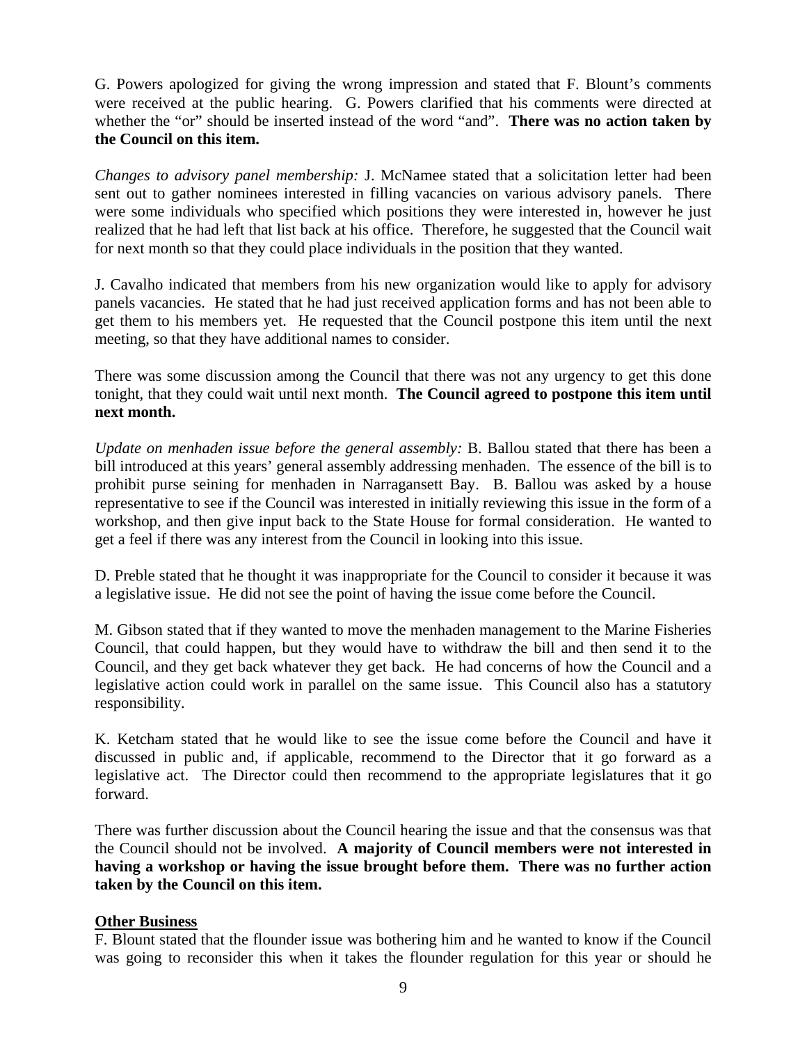G. Powers apologized for giving the wrong impression and stated that F. Blount's comments were received at the public hearing. G. Powers clarified that his comments were directed at whether the "or" should be inserted instead of the word "and". **There was no action taken by the Council on this item.**

*Changes to advisory panel membership:* J. McNamee stated that a solicitation letter had been sent out to gather nominees interested in filling vacancies on various advisory panels. There were some individuals who specified which positions they were interested in, however he just realized that he had left that list back at his office. Therefore, he suggested that the Council wait for next month so that they could place individuals in the position that they wanted.

J. Cavalho indicated that members from his new organization would like to apply for advisory panels vacancies. He stated that he had just received application forms and has not been able to get them to his members yet. He requested that the Council postpone this item until the next meeting, so that they have additional names to consider.

There was some discussion among the Council that there was not any urgency to get this done tonight, that they could wait until next month. **The Council agreed to postpone this item until next month.**

*Update on menhaden issue before the general assembly:* B. Ballou stated that there has been a bill introduced at this years' general assembly addressing menhaden. The essence of the bill is to prohibit purse seining for menhaden in Narragansett Bay. B. Ballou was asked by a house representative to see if the Council was interested in initially reviewing this issue in the form of a workshop, and then give input back to the State House for formal consideration. He wanted to get a feel if there was any interest from the Council in looking into this issue.

D. Preble stated that he thought it was inappropriate for the Council to consider it because it was a legislative issue. He did not see the point of having the issue come before the Council.

M. Gibson stated that if they wanted to move the menhaden management to the Marine Fisheries Council, that could happen, but they would have to withdraw the bill and then send it to the Council, and they get back whatever they get back. He had concerns of how the Council and a legislative action could work in parallel on the same issue. This Council also has a statutory responsibility.

K. Ketcham stated that he would like to see the issue come before the Council and have it discussed in public and, if applicable, recommend to the Director that it go forward as a legislative act. The Director could then recommend to the appropriate legislatures that it go forward.

There was further discussion about the Council hearing the issue and that the consensus was that the Council should not be involved. **A majority of Council members were not interested in having a workshop or having the issue brought before them. There was no further action taken by the Council on this item.**

**Other Business**

F. Blount stated that the flounder issue was bothering him and he wanted to know if the Council was going to reconsider this when it takes the flounder regulation for this year or should he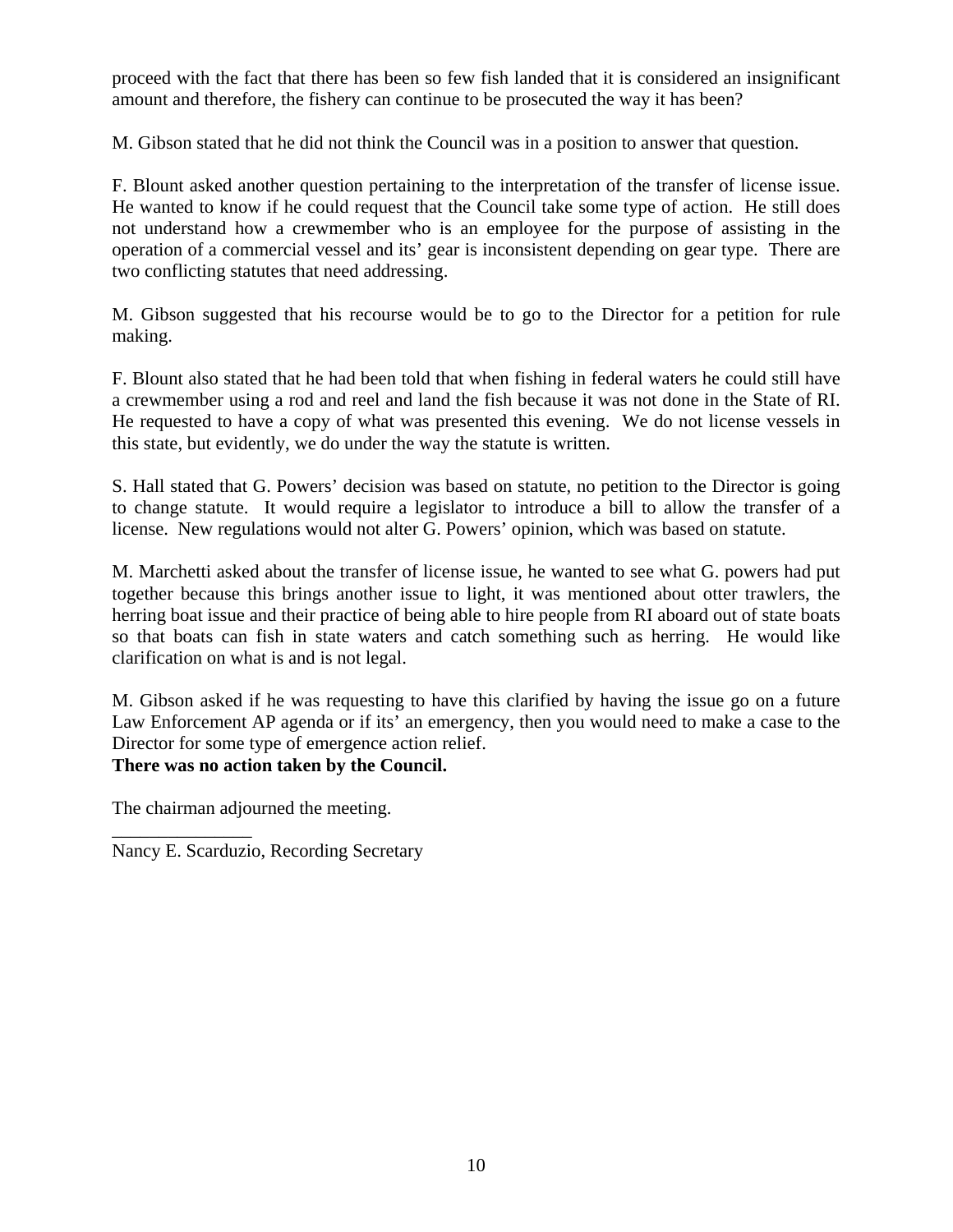proceed with the fact that there has been so few fish landed that it is considered an insignificant amount and therefore, the fishery can continue to be prosecuted the way it has been?

M. Gibson stated that he did not think the Council was in a position to answer that question.

F. Blount asked another question pertaining to the interpretation of the transfer of license issue. He wanted to know if he could request that the Council take some type of action. He still does not understand how a crewmember who is an employee for the purpose of assisting in the operation of a commercial vessel and its' gear is inconsistent depending on gear type. There are two conflicting statutes that need addressing.

M. Gibson suggested that his recourse would be to go to the Director for a petition for rule making.

F. Blount also stated that he had been told that when fishing in federal waters he could still have a crewmember using a rod and reel and land the fish because it was not done in the State of RI. He requested to have a copy of what was presented this evening. We do not license vessels in this state, but evidently, we do under the way the statute is written.

S. Hall stated that G. Powers' decision was based on statute, no petition to the Director is going to change statute. It would require a legislator to introduce a bill to allow the transfer of a license. New regulations would not alter G. Powers' opinion, which was based on statute.

M. Marchetti asked about the transfer of license issue, he wanted to see what G. powers had put together because this brings another issue to light, it was mentioned about otter trawlers, the herring boat issue and their practice of being able to hire people from RI aboard out of state boats so that boats can fish in state waters and catch something such as herring. He would like clarification on what is and is not legal.

M. Gibson asked if he was requesting to have this clarified by having the issue go on a future Law Enforcement AP agenda or if its' an emergency, then you would need to make a case to the Director for some type of emergence action relief.

**There was no action taken by the Council.**

The chairman adjourned the meeting.

_______________

Nancy E. Scarduzio, Recording Secretary